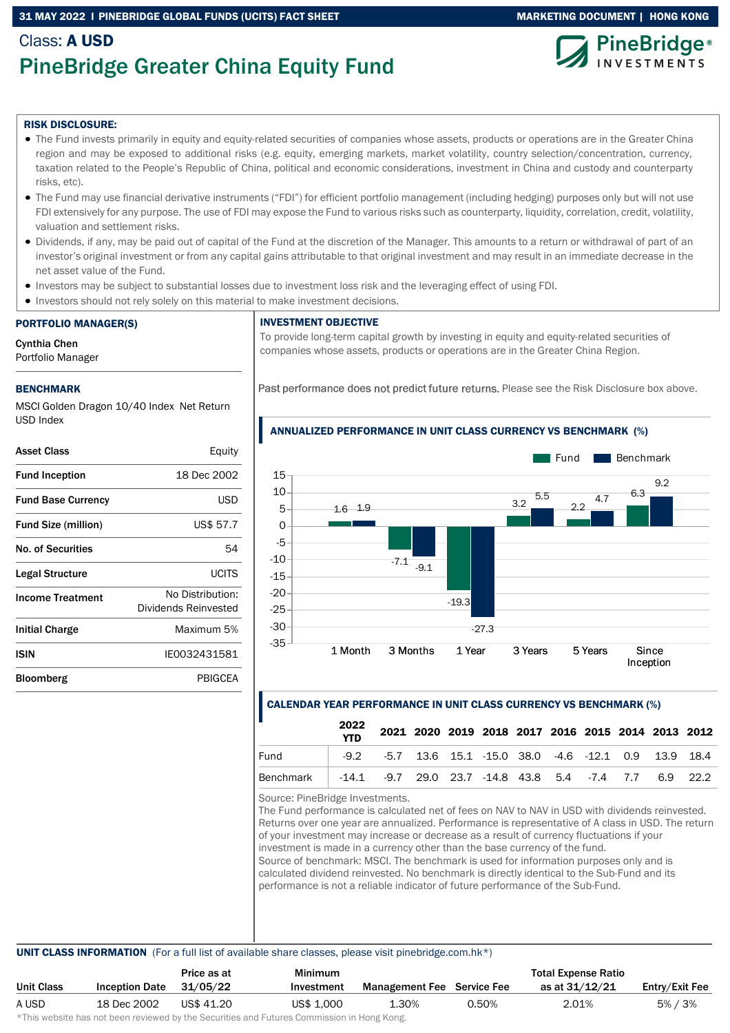Class: **A USD**

# PineBridge Greater China Equity Fund

**RISK DISCLOSURE:**

- The Fund invests primarily in equity and equity-related securities of companies whose assets, products or operations are in the Greater China region and may be exposed to additional risks (e.g. equity, emerging markets, market volatility, country selection/concentration, currency, taxation related to the People's Republic of China, political and economic considerations, investment in China and custody and counterparty risks, etc).
- The Fund may use financial derivative instruments ("FDI") for efficient portfolio management (including hedging) purposes only but will not use FDI extensively for any purpose. The use of FDI may expose the Fund to various risks such as counterparty, liquidity, correlation, credit, volatility, valuation and settlement risks.
- Dividends, if any, may be paid out of capital of the Fund at the discretion of the Manager. This amounts to a return or withdrawal of part of an investor's original investment or from any capital gains attributable to that original investment and may result in an immediate decrease in the net asset value of the Fund.
- Investors may be subject to substantial losses due to investment loss risk and the leveraging effect of using FDI.
- Investors should not rely solely on this material to make investment decisions.

## PORTFOLIO MANAGER(S)

**Cynthia Chen**
Portfolio Manager

## BENCHMARK

MSCI Golden Dragon 10/40 Index Net Return USD Index

| | |
|---|---|
| **Asset Class** | Equity |
| **Fund Inception** | 18 Dec 2002 |
| **Fund Base Currency** | USD |
| **Fund Size (million)** | US$ 57.7 |
| **No. of Securities** | 54 |
| **Legal Structure** | UCITS |
| **Income Treatment** | No Distribution: Dividends Reinvested |
| **Initial Charge** | Maximum 5% |
| **ISIN** | IE0032431581 |
| **Bloomberg** | PBIGCEA |

## INVESTMENT OBJECTIVE

To provide long-term capital growth by investing in equity and equity-related securities of companies whose assets, products or operations are in the Greater China Region.

Past performance does not predict future returns. Please see the Risk Disclosure box above.

## ANNUALIZED PERFORMANCE IN UNIT CLASS CURRENCY VS BENCHMARK (%)

| | 1 Month | 3 Months | 1 Year | 3 Years | 5 Years | Since Inception |
|---|---|---|---|---|---|---|
| Fund | 1.6 | -7.1 | -19.3 | 3.2 | 2.2 | 6.3 |
| Benchmark | 1.9 | -9.1 | -27.3 | 5.5 | 4.7 | 9.2 |

## CALENDAR YEAR PERFORMANCE IN UNIT CLASS CURRENCY VS BENCHMARK (%)

| | 2022 YTD | 2021 | 2020 | 2019 | 2018 | 2017 | 2016 | 2015 | 2014 | 2013 | 2012 |
|---|---|---|---|---|---|---|---|---|---|---|---|
| Fund | -9.2 | -5.7 | 13.6 | 15.1 | -15.0 | 38.0 | -4.6 | -12.1 | 0.9 | 13.9 | 18.4 |
| Benchmark | -14.1 | -9.7 | 29.0 | 23.7 | -14.8 | 43.8 | 5.4 | -7.4 | 7.7 | 6.9 | 22.2 |

Source: PineBridge Investments.
The Fund performance is calculated net of fees on NAV to NAV in USD with dividends reinvested. Returns over one year are annualized. Performance is representative of A class in USD. The return of your investment may increase or decrease as a result of currency fluctuations if your investment is made in a currency other than the base currency of the fund.
Source of benchmark: MSCI. The benchmark is used for information purposes only and is calculated dividend reinvested. No benchmark is directly identical to the Sub-Fund and its performance is not a reliable indicator of future performance of the Sub-Fund.

## UNIT CLASS INFORMATION (For a full list of available share classes, please visit pinebridge.com.hk*)

| Unit Class | Inception Date | Price as at 31/05/22 | Minimum Investment | Management Fee | Service Fee | Total Expense Ratio as at 31/12/21 | Entry/Exit Fee |
|---|---|---|---|---|---|---|---|
| A USD | 18 Dec 2002 | US$ 41.20 | US$ 1,000 | 1.30% | 0.50% | 2.01% | 5% / 3% |

*This website has not been reviewed by the Securities and Futures Commission in Hong Kong.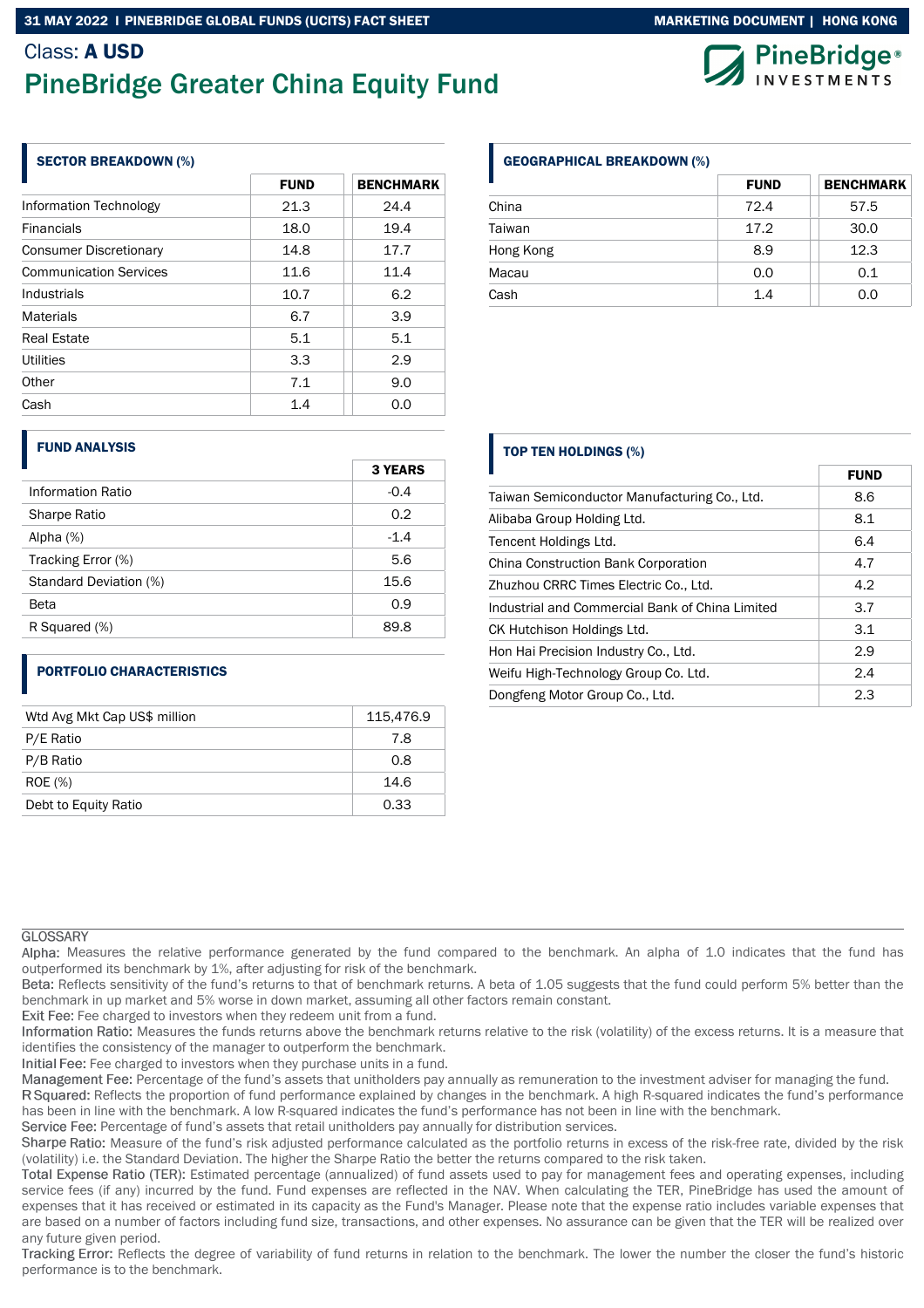Class: **A USD**

# PineBridge Greater China Equity Fund

## SECTOR BREAKDOWN (%)

| | FUND | BENCHMARK |
|---|---|---|
| Information Technology | 21.3 | 24.4 |
| Financials | 18.0 | 19.4 |
| Consumer Discretionary | 14.8 | 17.7 |
| Communication Services | 11.6 | 11.4 |
| Industrials | 10.7 | 6.2 |
| Materials | 6.7 | 3.9 |
| Real Estate | 5.1 | 5.1 |
| Utilities | 3.3 | 2.9 |
| Other | 7.1 | 9.0 |
| Cash | 1.4 | 0.0 |

## GEOGRAPHICAL BREAKDOWN (%)

| | FUND | BENCHMARK |
|---|---|---|
| China | 72.4 | 57.5 |
| Taiwan | 17.2 | 30.0 |
| Hong Kong | 8.9 | 12.3 |
| Macau | 0.0 | 0.1 |
| Cash | 1.4 | 0.0 |

## FUND ANALYSIS

| | 3 YEARS |
|---|---|
| Information Ratio | -0.4 |
| Sharpe Ratio | 0.2 |
| Alpha (%) | -1.4 |
| Tracking Error (%) | 5.6 |
| Standard Deviation (%) | 15.6 |
| Beta | 0.9 |
| R Squared (%) | 89.8 |

## TOP TEN HOLDINGS (%)

| | FUND |
|---|---|
| Taiwan Semiconductor Manufacturing Co., Ltd. | 8.6 |
| Alibaba Group Holding Ltd. | 8.1 |
| Tencent Holdings Ltd. | 6.4 |
| China Construction Bank Corporation | 4.7 |
| Zhuzhou CRRC Times Electric Co., Ltd. | 4.2 |
| Industrial and Commercial Bank of China Limited | 3.7 |
| CK Hutchison Holdings Ltd. | 3.1 |
| Hon Hai Precision Industry Co., Ltd. | 2.9 |
| Weifu High-Technology Group Co. Ltd. | 2.4 |
| Dongfeng Motor Group Co., Ltd. | 2.3 |

## PORTFOLIO CHARACTERISTICS

| | |
|---|---|
| Wtd Avg Mkt Cap US$ million | 115,476.9 |
| P/E Ratio | 7.8 |
| P/B Ratio | 0.8 |
| ROE (%) | 14.6 |
| Debt to Equity Ratio | 0.33 |

GLOSSARY

Alpha: Measures the relative performance generated by the fund compared to the benchmark. An alpha of 1.0 indicates that the fund has outperformed its benchmark by 1%, after adjusting for risk of the benchmark.

Beta: Reflects sensitivity of the fund's returns to that of benchmark returns. A beta of 1.05 suggests that the fund could perform 5% better than the benchmark in up market and 5% worse in down market, assuming all other factors remain constant.

Exit Fee: Fee charged to investors when they redeem unit from a fund.

Information Ratio: Measures the funds returns above the benchmark returns relative to the risk (volatility) of the excess returns. It is a measure that identifies the consistency of the manager to outperform the benchmark.

Initial Fee: Fee charged to investors when they purchase units in a fund.

Management Fee: Percentage of the fund's assets that unitholders pay annually as remuneration to the investment adviser for managing the fund.

R Squared: Reflects the proportion of fund performance explained by changes in the benchmark. A high R-squared indicates the fund's performance has been in line with the benchmark. A low R-squared indicates the fund's performance has not been in line with the benchmark.

Service Fee: Percentage of fund's assets that retail unitholders pay annually for distribution services.

Sharpe Ratio: Measure of the fund's risk adjusted performance calculated as the portfolio returns in excess of the risk-free rate, divided by the risk (volatility) i.e. the Standard Deviation. The higher the Sharpe Ratio the better the returns compared to the risk taken.

Total Expense Ratio (TER): Estimated percentage (annualized) of fund assets used to pay for management fees and operating expenses, including service fees (if any) incurred by the fund. Fund expenses are reflected in the NAV. When calculating the TER, PineBridge has used the amount of expenses that it has received or estimated in its capacity as the Fund's Manager. Please note that the expense ratio includes variable expenses that are based on a number of factors including fund size, transactions, and other expenses. No assurance can be given that the TER will be realized over any future given period.

Tracking Error: Reflects the degree of variability of fund returns in relation to the benchmark. The lower the number the closer the fund's historic performance is to the benchmark.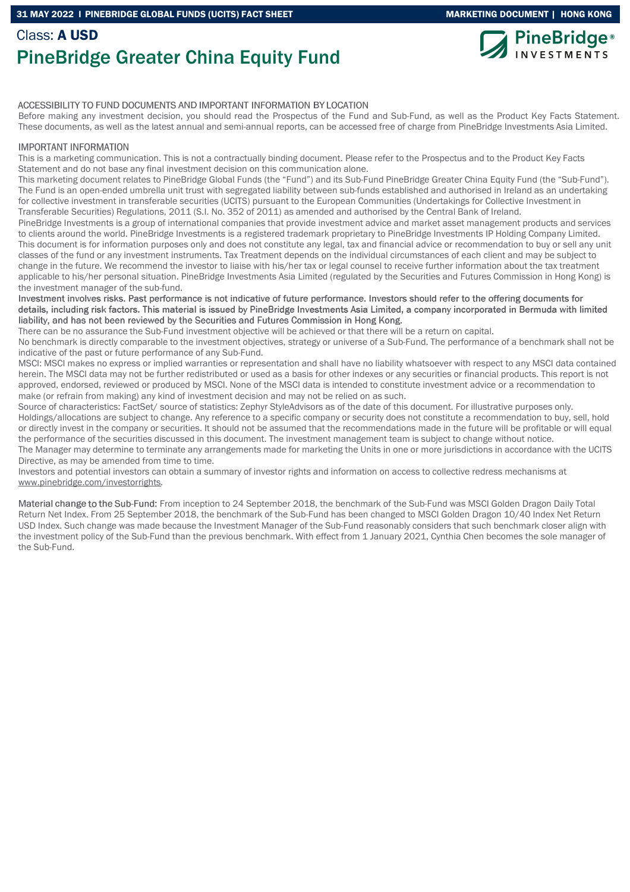Class: **A USD**

# PineBridge Greater China Equity Fund

## ACCESSIBILITY TO FUND DOCUMENTS AND IMPORTANT INFORMATION BY LOCATION

Before making any investment decision, you should read the Prospectus of the Fund and Sub-Fund, as well as the Product Key Facts Statement. These documents, as well as the latest annual and semi-annual reports, can be accessed free of charge from PineBridge Investments Asia Limited.

## IMPORTANT INFORMATION

This is a marketing communication. This is not a contractually binding document. Please refer to the Prospectus and to the Product Key Facts Statement and do not base any final investment decision on this communication alone.

This marketing document relates to PineBridge Global Funds (the "Fund") and its Sub-Fund PineBridge Greater China Equity Fund (the "Sub-Fund"). The Fund is an open-ended umbrella unit trust with segregated liability between sub-funds established and authorised in Ireland as an undertaking for collective investment in transferable securities (UCITS) pursuant to the European Communities (Undertakings for Collective Investment in Transferable Securities) Regulations, 2011 (S.I. No. 352 of 2011) as amended and authorised by the Central Bank of Ireland.

PineBridge Investments is a group of international companies that provide investment advice and market asset management products and services to clients around the world. PineBridge Investments is a registered trademark proprietary to PineBridge Investments IP Holding Company Limited.

This document is for information purposes only and does not constitute any legal, tax and financial advice or recommendation to buy or sell any unit classes of the fund or any investment instruments. Tax Treatment depends on the individual circumstances of each client and may be subject to change in the future. We recommend the investor to liaise with his/her tax or legal counsel to receive further information about the tax treatment applicable to his/her personal situation. PineBridge Investments Asia Limited (regulated by the Securities and Futures Commission in Hong Kong) is the investment manager of the sub-fund.

**Investment involves risks. Past performance is not indicative of future performance. Investors should refer to the offering documents for details, including risk factors. This material is issued by PineBridge Investments Asia Limited, a company incorporated in Bermuda with limited liability, and has not been reviewed by the Securities and Futures Commission in Hong Kong.**

There can be no assurance the Sub-Fund investment objective will be achieved or that there will be a return on capital.

No benchmark is directly comparable to the investment objectives, strategy or universe of a Sub-Fund. The performance of a benchmark shall not be indicative of the past or future performance of any Sub-Fund.

MSCI: MSCI makes no express or implied warranties or representation and shall have no liability whatsoever with respect to any MSCI data contained herein. The MSCI data may not be further redistributed or used as a basis for other indexes or any securities or financial products. This report is not approved, endorsed, reviewed or produced by MSCI. None of the MSCI data is intended to constitute investment advice or a recommendation to make (or refrain from making) any kind of investment decision and may not be relied on as such.

Source of characteristics: FactSet/ source of statistics: Zephyr StyleAdvisors as of the date of this document. For illustrative purposes only.

Holdings/allocations are subject to change. Any reference to a specific company or security does not constitute a recommendation to buy, sell, hold or directly invest in the company or securities. It should not be assumed that the recommendations made in the future will be profitable or will equal the performance of the securities discussed in this document. The investment management team is subject to change without notice.

The Manager may determine to terminate any arrangements made for marketing the Units in one or more jurisdictions in accordance with the UCITS Directive, as may be amended from time to time.

Investors and potential investors can obtain a summary of investor rights and information on access to collective redress mechanisms at www.pinebridge.com/investorrights.

**Material change to the Sub-Fund:** From inception to 24 September 2018, the benchmark of the Sub-Fund was MSCI Golden Dragon Daily Total Return Net Index. From 25 September 2018, the benchmark of the Sub-Fund has been changed to MSCI Golden Dragon 10/40 Index Net Return USD Index. Such change was made because the Investment Manager of the Sub-Fund reasonably considers that such benchmark closer align with the investment policy of the Sub-Fund than the previous benchmark. With effect from 1 January 2021, Cynthia Chen becomes the sole manager of the Sub-Fund.